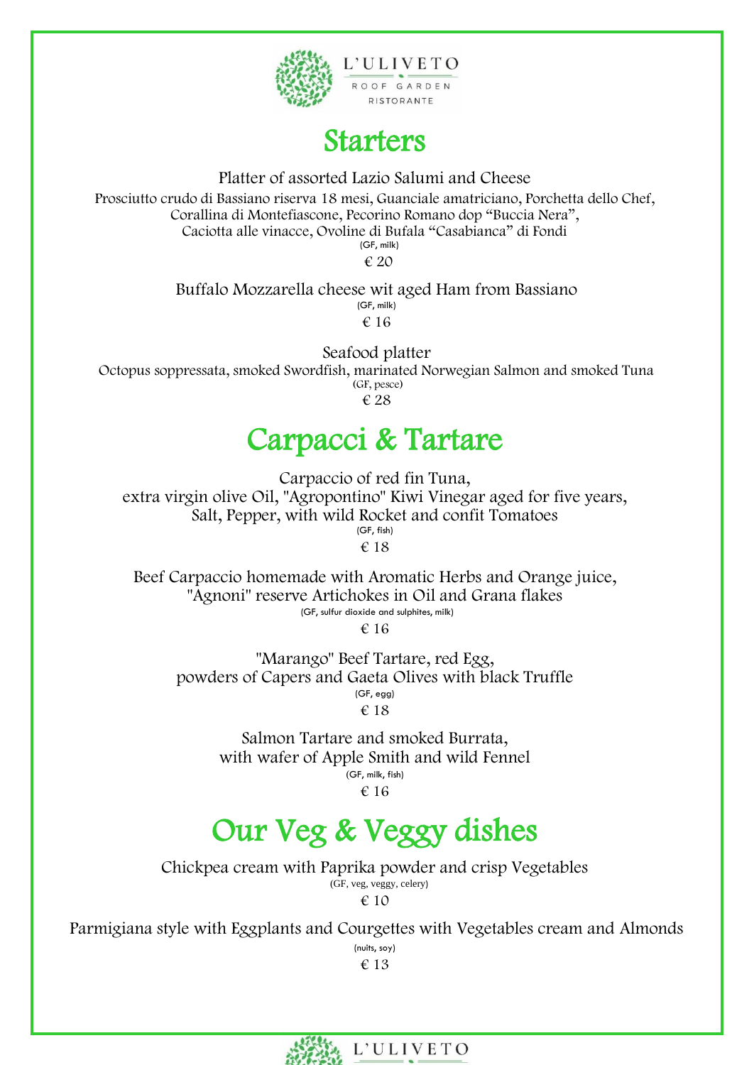L'ULIVETO
ROOF GARDEN
RISTORANTE

# Starters

Platter of assorted Lazio Salumi and Cheese

Prosciutto crudo di Bassiano riserva 18 mesi, Guanciale amatriciano, Porchetta dello Chef, Corallina di Montefiascone, Pecorino Romano dop "Buccia Nera", Caciotta alle vinacce, Ovoline di Bufala "Casabianca" di Fondi

(GF, milk)

€ 20

Buffalo Mozzarella cheese wit aged Ham from Bassiano

(GF, milk)

€ 16

Seafood platter

Octopus soppressata, smoked Swordfish, marinated Norwegian Salmon and smoked Tuna

(GF, pesce)

€ 28

# Carpacci & Tartare

Carpaccio of red fin Tuna,
extra virgin olive Oil, "Agropontino" Kiwi Vinegar aged for five years,
Salt, Pepper, with wild Rocket and confit Tomatoes

(GF, fish)

€ 18

Beef Carpaccio homemade with Aromatic Herbs and Orange juice,
"Agnoni" reserve Artichokes in Oil and Grana flakes

(GF, sulfur dioxide and sulphites, milk)

€ 16

"Marango" Beef Tartare, red Egg,
powders of Capers and Gaeta Olives with black Truffle

(GF, egg)

€ 18

Salmon Tartare and smoked Burrata,
with wafer of Apple Smith and wild Fennel

(GF, milk, fish)

€ 16

# Our Veg & Veggy dishes

Chickpea cream with Paprika powder and crisp Vegetables

(GF, veg, veggy, celery)

€ 10

Parmigiana style with Eggplants and Courgettes with Vegetables cream and Almonds

(nuits, soy)

€ 13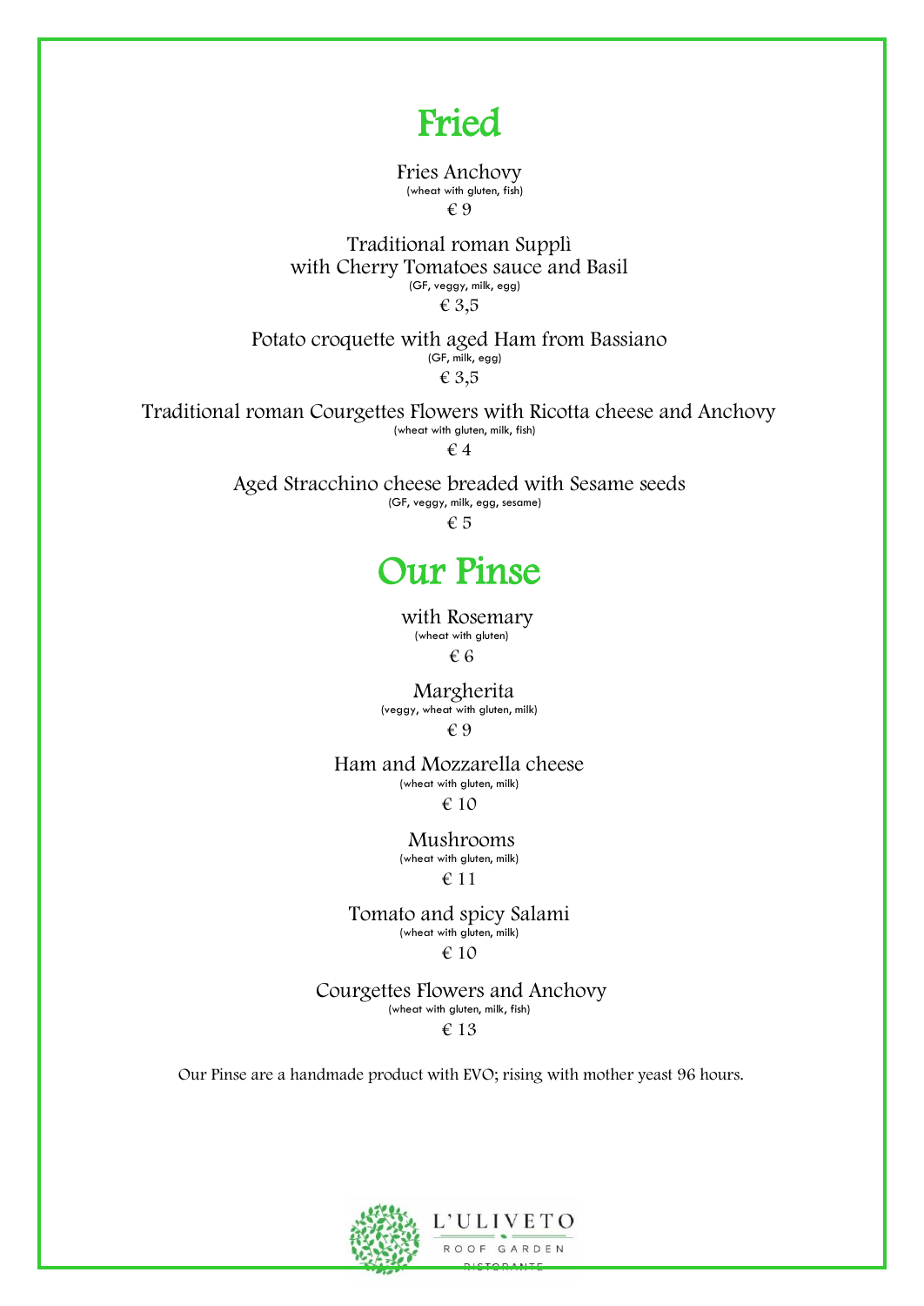# Fried

Fries Anchovy
(wheat with gluten, fish)
€ 9

Traditional roman Supplì
with Cherry Tomatoes sauce and Basil
(GF, veggy, milk, egg)
€ 3,5

Potato croquette with aged Ham from Bassiano
(GF, milk, egg)
€ 3,5

Traditional roman Courgettes Flowers with Ricotta cheese and Anchovy
(wheat with gluten, milk, fish)
€ 4

Aged Stracchino cheese breaded with Sesame seeds
(GF, veggy, milk, egg, sesame)
€ 5

# Our Pinse

with Rosemary
(wheat with gluten)
€ 6

Margherita
(veggy, wheat with gluten, milk)
€ 9

Ham and Mozzarella cheese
(wheat with gluten, milk)
€ 10

Mushrooms
(wheat with gluten, milk)
€ 11

Tomato and spicy Salami
(wheat with gluten, milk)
€ 10

Courgettes Flowers and Anchovy
(wheat with gluten, milk, fish)
€ 13

Our Pinse are a handmade product with EVO; rising with mother yeast 96 hours.

L'ULIVETO
ROOF GARDEN
RISTORANTE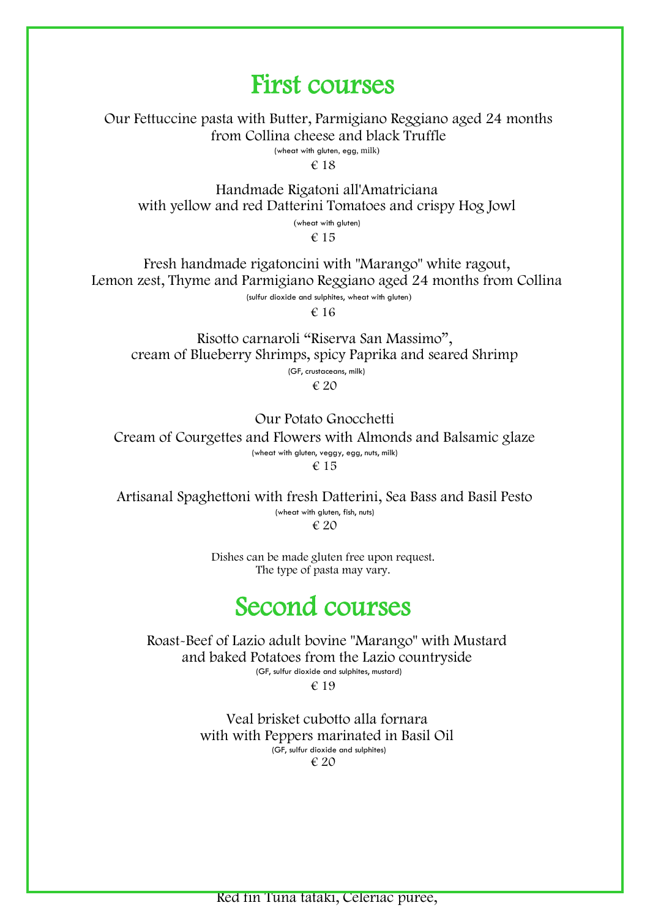# First courses

Our Fettuccine pasta with Butter, Parmigiano Reggiano aged 24 months from Collina cheese and black Truffle

(wheat with gluten, egg, milk)

€ 18

Handmade Rigatoni all'Amatriciana with yellow and red Datterini Tomatoes and crispy Hog Jowl

(wheat with gluten)

€ 15

Fresh handmade rigatoncini with "Marango" white ragout, Lemon zest, Thyme and Parmigiano Reggiano aged 24 months from Collina

(sulfur dioxide and sulphites, wheat with gluten)

€ 16

Risotto carnaroli “Riserva San Massimo”, cream of Blueberry Shrimps, spicy Paprika and seared Shrimp

(GF, crustaceans, milk)

€ 20

Our Potato Gnocchetti Cream of Courgettes and Flowers with Almonds and Balsamic glaze

(wheat with gluten, veggy, egg, nuts, milk)

€ 15

Artisanal Spaghettoni with fresh Datterini, Sea Bass and Basil Pesto

(wheat with gluten, fish, nuts)

€ 20

Dishes can be made gluten free upon request.
The type of pasta may vary.

# Second courses

Roast-Beef of Lazio adult bovine "Marango" with Mustard and baked Potatoes from the Lazio countryside

(GF, sulfur dioxide and sulphites, mustard)

€ 19

Veal brisket cubotto alla fornara with with Peppers marinated in Basil Oil

(GF, sulfur dioxide and sulphites)

€ 20

Red fin Tuna tataki, Celeriac puree,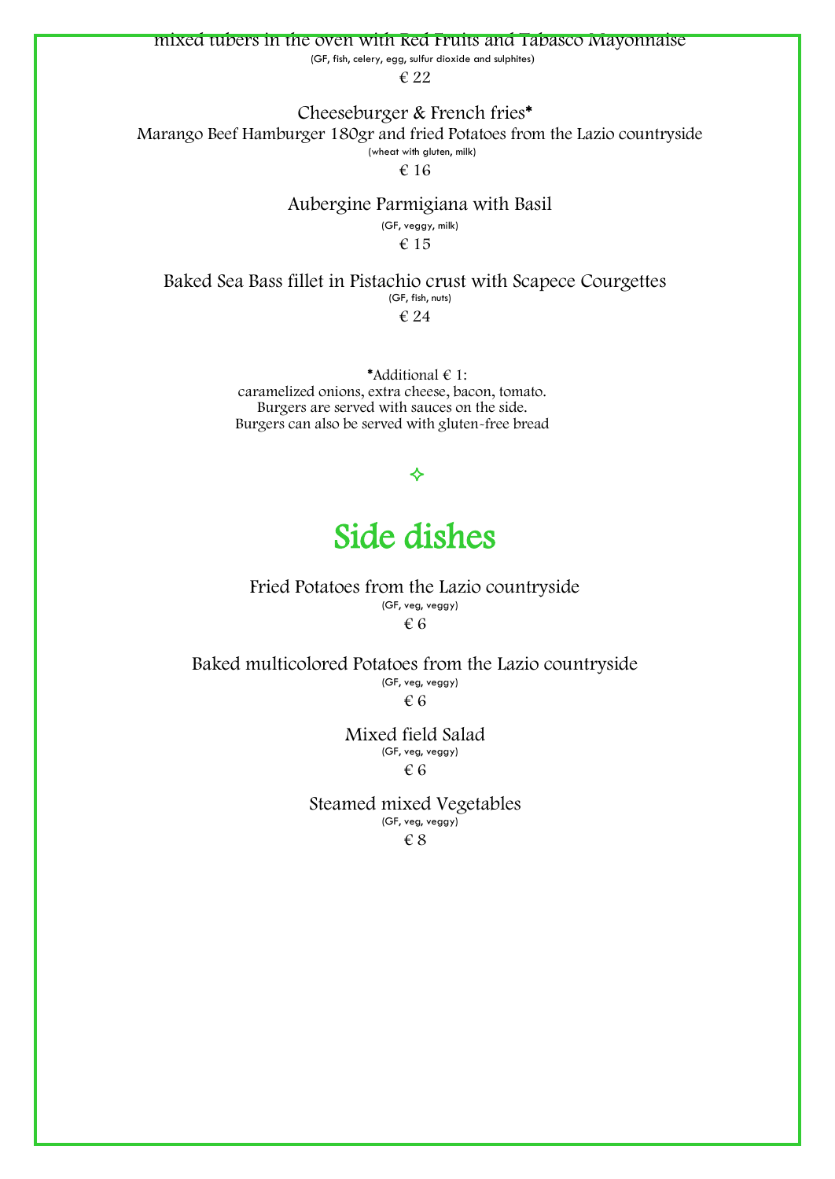mixed tubers in the oven with Red Fruits and Tabasco Mayonnaise

(GF, fish, celery, egg, sulfur dioxide and sulphites)

€ 22

Cheeseburger & French fries*

Marango Beef Hamburger 180gr and fried Potatoes from the Lazio countryside

(wheat with gluten, milk)

€ 16

Aubergine Parmigiana with Basil

(GF, veggy, milk)

€ 15

Baked Sea Bass fillet in Pistachio crust with Scapece Courgettes

(GF, fish, nuts)

€ 24

*Additional € 1:
caramelized onions, extra cheese, bacon, tomato.
Burgers are served with sauces on the side.
Burgers can also be served with gluten-free bread

✧

# Side dishes

Fried Potatoes from the Lazio countryside

(GF, veg, veggy)

€ 6

Baked multicolored Potatoes from the Lazio countryside

(GF, veg, veggy)

€ 6

Mixed field Salad

(GF, veg, veggy)

€ 6

Steamed mixed Vegetables

(GF, veg, veggy)

€ 8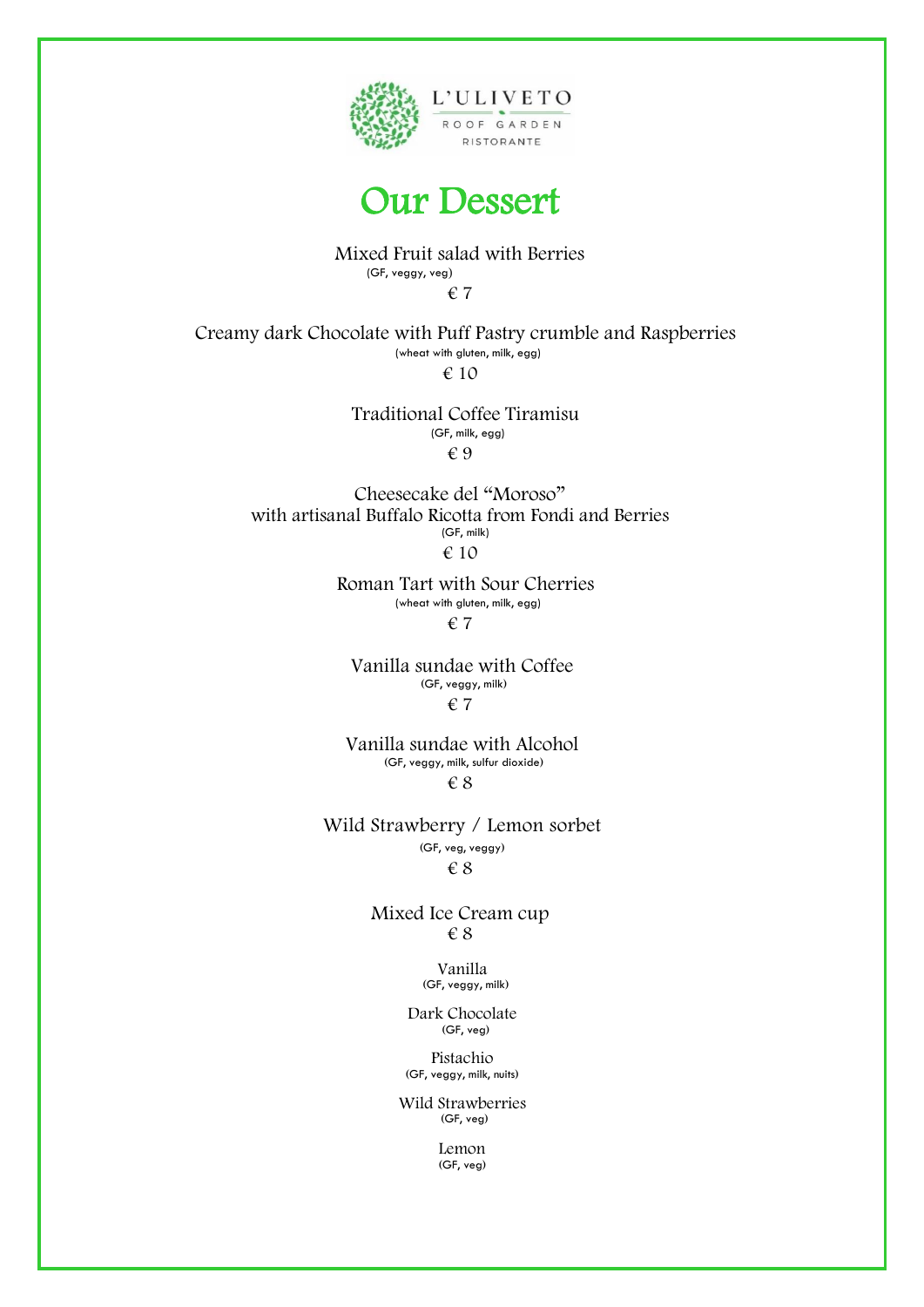L'ULIVETO

ROOF GARDEN

RISTORANTE

# Our Dessert

Mixed Fruit salad with Berries
(GF, veggy, veg)
€ 7

Creamy dark Chocolate with Puff Pastry crumble and Raspberries
(wheat with gluten, milk, egg)
€ 10

Traditional Coffee Tiramisu
(GF, milk, egg)
€ 9

Cheesecake del "Moroso"
with artisanal Buffalo Ricotta from Fondi and Berries
(GF, milk)
€ 10

Roman Tart with Sour Cherries
(wheat with gluten, milk, egg)
€ 7

Vanilla sundae with Coffee
(GF, veggy, milk)
€ 7

Vanilla sundae with Alcohol
(GF, veggy, milk, sulfur dioxide)
€ 8

Wild Strawberry / Lemon sorbet
(GF, veg, veggy)
€ 8

Mixed Ice Cream cup
€ 8

Vanilla
(GF, veggy, milk)

Dark Chocolate
(GF, veg)

Pistachio
(GF, veggy, milk, nuits)

Wild Strawberries
(GF, veg)

Lemon
(GF, veg)